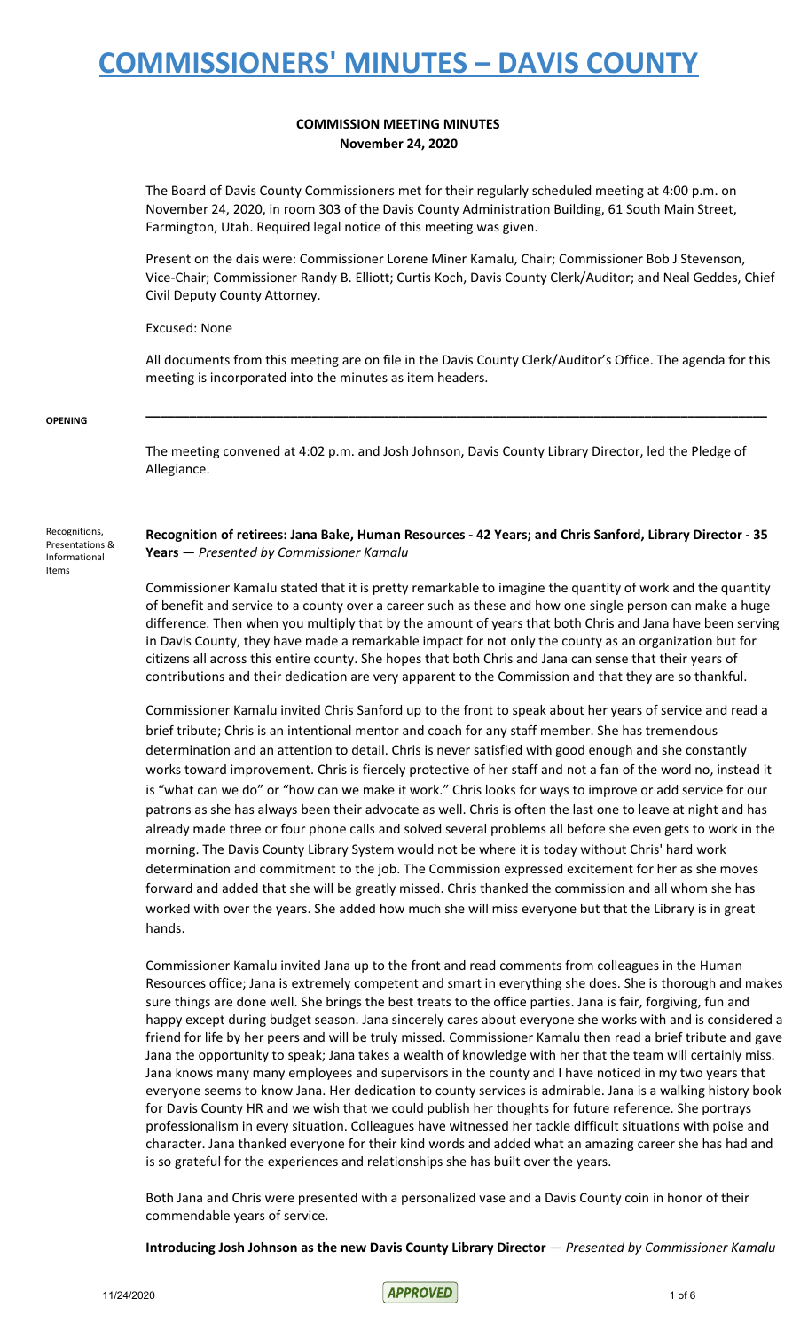# COMMISSIONERS' MINUTES – DAVIS COUNTY

**COMMISSION MEETING MINUTES**
**November 24, 2020**

The Board of Davis County Commissioners met for their regularly scheduled meeting at 4:00 p.m. on November 24, 2020, in room 303 of the Davis County Administration Building, 61 South Main Street, Farmington, Utah. Required legal notice of this meeting was given.

Present on the dais were: Commissioner Lorene Miner Kamalu, Chair; Commissioner Bob J Stevenson, Vice-Chair; Commissioner Randy B. Elliott; Curtis Koch, Davis County Clerk/Auditor; and Neal Geddes, Chief Civil Deputy County Attorney.

Excused: None

All documents from this meeting are on file in the Davis County Clerk/Auditor's Office. The agenda for this meeting is incorporated into the minutes as item headers.

---

**OPENING**

The meeting convened at 4:02 p.m. and Josh Johnson, Davis County Library Director, led the Pledge of Allegiance.

**Recognitions, Presentations & Informational Items**

**Recognition of retirees: Jana Bake, Human Resources - 42 Years; and Chris Sanford, Library Director - 35 Years** — *Presented by Commissioner Kamalu*

Commissioner Kamalu stated that it is pretty remarkable to imagine the quantity of work and the quantity of benefit and service to a county over a career such as these and how one single person can make a huge difference. Then when you multiply that by the amount of years that both Chris and Jana have been serving in Davis County, they have made a remarkable impact for not only the county as an organization but for citizens all across this entire county. She hopes that both Chris and Jana can sense that their years of contributions and their dedication are very apparent to the Commission and that they are so thankful.

Commissioner Kamalu invited Chris Sanford up to the front to speak about her years of service and read a brief tribute; Chris is an intentional mentor and coach for any staff member. She has tremendous determination and an attention to detail. Chris is never satisfied with good enough and she constantly works toward improvement. Chris is fiercely protective of her staff and not a fan of the word no, instead it is "what can we do" or "how can we make it work." Chris looks for ways to improve or add service for our patrons as she has always been their advocate as well. Chris is often the last one to leave at night and has already made three or four phone calls and solved several problems all before she even gets to work in the morning. The Davis County Library System would not be where it is today without Chris' hard work determination and commitment to the job. The Commission expressed excitement for her as she moves forward and added that she will be greatly missed. Chris thanked the commission and all whom she has worked with over the years. She added how much she will miss everyone but that the Library is in great hands.

Commissioner Kamalu invited Jana up to the front and read comments from colleagues in the Human Resources office; Jana is extremely competent and smart in everything she does. She is thorough and makes sure things are done well. She brings the best treats to the office parties. Jana is fair, forgiving, fun and happy except during budget season. Jana sincerely cares about everyone she works with and is considered a friend for life by her peers and will be truly missed. Commissioner Kamalu then read a brief tribute and gave Jana the opportunity to speak; Jana takes a wealth of knowledge with her that the team will certainly miss. Jana knows many many employees and supervisors in the county and I have noticed in my two years that everyone seems to know Jana. Her dedication to county services is admirable. Jana is a walking history book for Davis County HR and we wish that we could publish her thoughts for future reference. She portrays professionalism in every situation. Colleagues have witnessed her tackle difficult situations with poise and character. Jana thanked everyone for their kind words and added what an amazing career she has had and is so grateful for the experiences and relationships she has built over the years.

Both Jana and Chris were presented with a personalized vase and a Davis County coin in honor of their commendable years of service.

**Introducing Josh Johnson as the new Davis County Library Director** — *Presented by Commissioner Kamalu*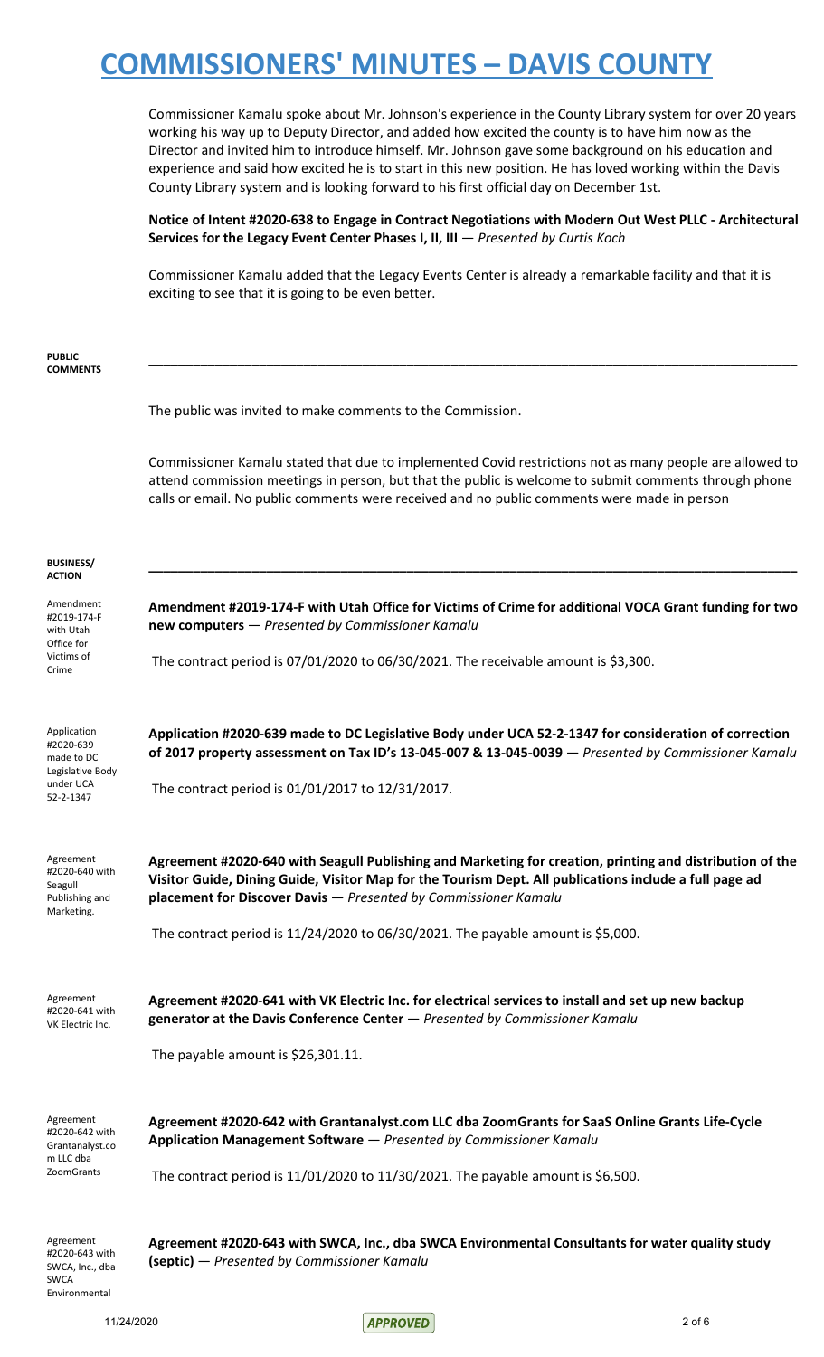Commissioner Kamalu spoke about Mr. Johnson's experience in the County Library system for over 20 years working his way up to Deputy Director, and added how excited the county is to have him now as the Director and invited him to introduce himself. Mr. Johnson gave some background on his education and experience and said how excited he is to start in this new position. He has loved working within the Davis County Library system and is looking forward to his first official day on December 1st.

**Notice of Intent #2020-638 to Engage in Contract Negotiations with Modern Out West PLLC - Architectural Services for the Legacy Event Center Phases I, II, III** — *Presented by Curtis Koch*

Commissioner Kamalu added that the Legacy Events Center is already a remarkable facility and that it is exciting to see that it is going to be even better.

**PUBLIC COMMENTS**

The public was invited to make comments to the Commission.

Commissioner Kamalu stated that due to implemented Covid restrictions not as many people are allowed to attend commission meetings in person, but that the public is welcome to submit comments through phone calls or email. No public comments were received and no public comments were made in person

**BUSINESS/ ACTION**

Amendment #2019-174-F with Utah Office for Victims of Crime

**Amendment #2019-174-F with Utah Office for Victims of Crime for additional VOCA Grant funding for two new computers** — *Presented by Commissioner Kamalu*

The contract period is 07/01/2020 to 06/30/2021. The receivable amount is $3,300.

Application #2020-639 made to DC Legislative Body under UCA 52-2-1347

**Application #2020-639 made to DC Legislative Body under UCA 52-2-1347 for consideration of correction of 2017 property assessment on Tax ID's 13-045-007 & 13-045-0039** — *Presented by Commissioner Kamalu*

The contract period is 01/01/2017 to 12/31/2017.

Agreement #2020-640 with Seagull Publishing and Marketing.

**Agreement #2020-640 with Seagull Publishing and Marketing for creation, printing and distribution of the Visitor Guide, Dining Guide, Visitor Map for the Tourism Dept. All publications include a full page ad placement for Discover Davis** — *Presented by Commissioner Kamalu*

The contract period is 11/24/2020 to 06/30/2021. The payable amount is $5,000.

Agreement #2020-641 with VK Electric Inc.

**Agreement #2020-641 with VK Electric Inc. for electrical services to install and set up new backup generator at the Davis Conference Center** — *Presented by Commissioner Kamalu*

The payable amount is $26,301.11.

Agreement #2020-642 with Grantanalyst.com LLC dba ZoomGrants

**Agreement #2020-642 with Grantanalyst.com LLC dba ZoomGrants for SaaS Online Grants Life-Cycle Application Management Software** — *Presented by Commissioner Kamalu*

The contract period is 11/01/2020 to 11/30/2021. The payable amount is $6,500.

Agreement #2020-643 with SWCA, Inc., dba SWCA Environmental

**Agreement #2020-643 with SWCA, Inc., dba SWCA Environmental Consultants for water quality study (septic)** — *Presented by Commissioner Kamalu*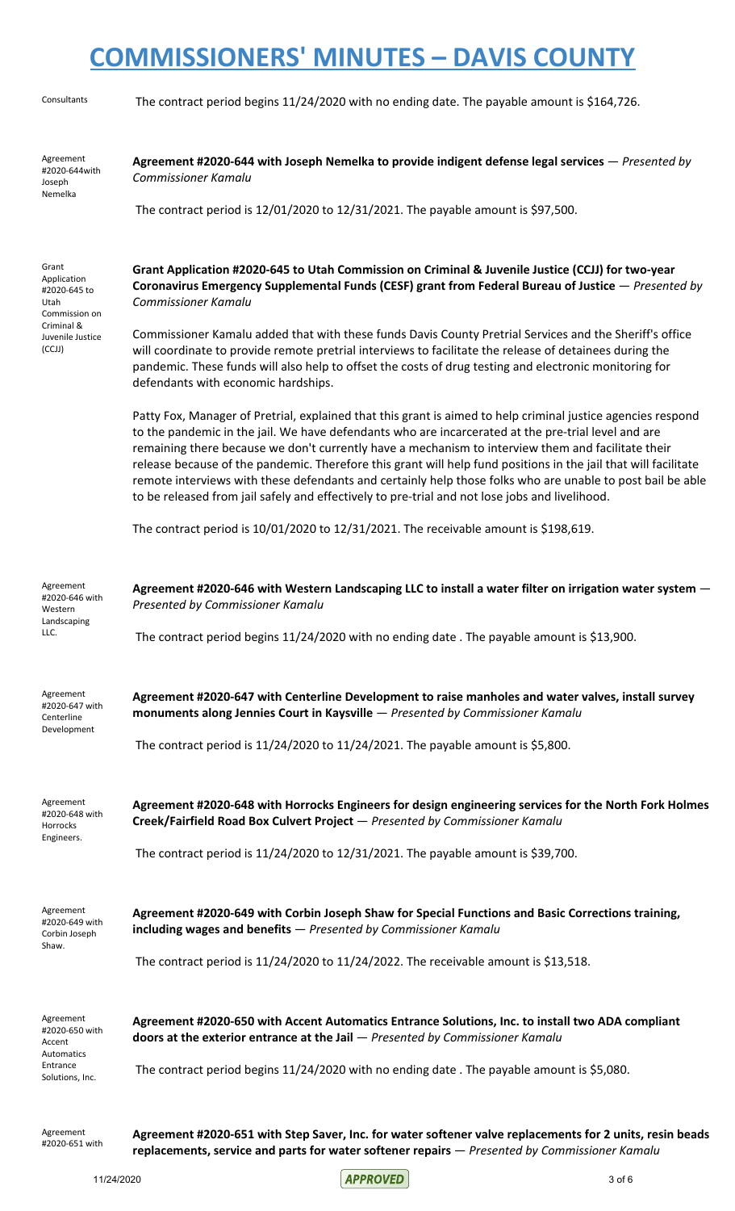# COMMISSIONERS' MINUTES – DAVIS COUNTY

Consultants

The contract period begins 11/24/2020 with no ending date. The payable amount is $164,726.

Agreement #2020-644with Joseph Nemelka

**Agreement #2020-644 with Joseph Nemelka to provide indigent defense legal services** — *Presented by Commissioner Kamalu*

The contract period is 12/01/2020 to 12/31/2021. The payable amount is $97,500.

Grant Application #2020-645 to Utah Commission on Criminal & Juvenile Justice (CCJJ)

**Grant Application #2020-645 to Utah Commission on Criminal & Juvenile Justice (CCJJ) for two-year Coronavirus Emergency Supplemental Funds (CESF) grant from Federal Bureau of Justice** — *Presented by Commissioner Kamalu*

Commissioner Kamalu added that with these funds Davis County Pretrial Services and the Sheriff's office will coordinate to provide remote pretrial interviews to facilitate the release of detainees during the pandemic. These funds will also help to offset the costs of drug testing and electronic monitoring for defendants with economic hardships.

Patty Fox, Manager of Pretrial, explained that this grant is aimed to help criminal justice agencies respond to the pandemic in the jail. We have defendants who are incarcerated at the pre-trial level and are remaining there because we don't currently have a mechanism to interview them and facilitate their release because of the pandemic. Therefore this grant will help fund positions in the jail that will facilitate remote interviews with these defendants and certainly help those folks who are unable to post bail be able to be released from jail safely and effectively to pre-trial and not lose jobs and livelihood.

The contract period is 10/01/2020 to 12/31/2021. The receivable amount is $198,619.

Agreement #2020-646 with Western Landscaping LLC.

**Agreement #2020-646 with Western Landscaping LLC to install a water filter on irrigation water system** — *Presented by Commissioner Kamalu*

The contract period begins 11/24/2020 with no ending date . The payable amount is $13,900.

Agreement #2020-647 with Centerline Development

**Agreement #2020-647 with Centerline Development to raise manholes and water valves, install survey monuments along Jennies Court in Kaysville** — *Presented by Commissioner Kamalu*

The contract period is 11/24/2020 to 11/24/2021. The payable amount is $5,800.

Agreement #2020-648 with Horrocks Engineers.

**Agreement #2020-648 with Horrocks Engineers for design engineering services for the North Fork Holmes Creek/Fairfield Road Box Culvert Project** — *Presented by Commissioner Kamalu*

The contract period is 11/24/2020 to 12/31/2021. The payable amount is $39,700.

Agreement #2020-649 with Corbin Joseph Shaw.

**Agreement #2020-649 with Corbin Joseph Shaw for Special Functions and Basic Corrections training, including wages and benefits** — *Presented by Commissioner Kamalu*

The contract period is 11/24/2020 to 11/24/2022. The receivable amount is $13,518.

Agreement #2020-650 with Accent Automatics Entrance Solutions, Inc.

**Agreement #2020-650 with Accent Automatics Entrance Solutions, Inc. to install two ADA compliant doors at the exterior entrance at the Jail** — *Presented by Commissioner Kamalu*

The contract period begins 11/24/2020 with no ending date . The payable amount is $5,080.

Agreement #2020-651 with

**Agreement #2020-651 with Step Saver, Inc. for water softener valve replacements for 2 units, resin beads replacements, service and parts for water softener repairs** — *Presented by Commissioner Kamalu*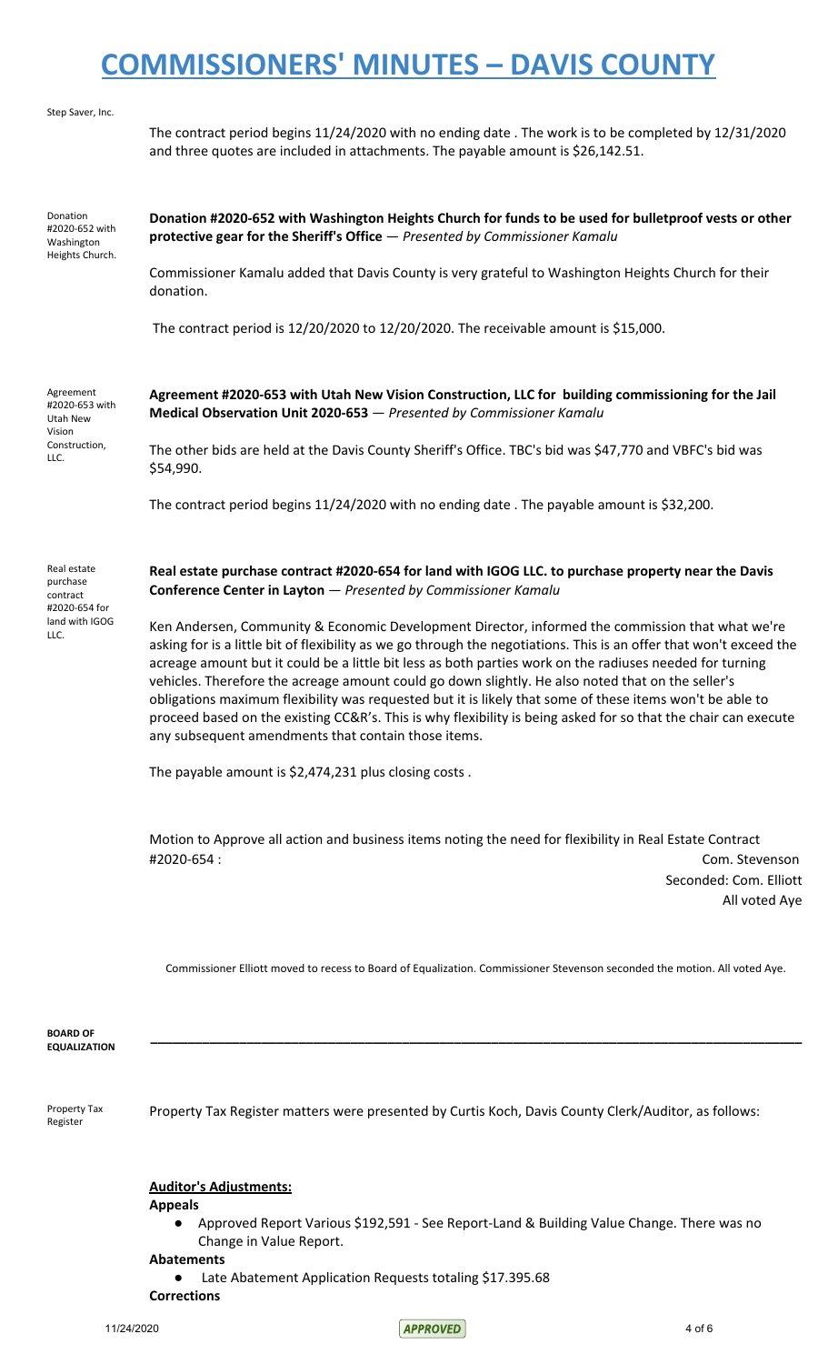Step Saver, Inc.

The contract period begins 11/24/2020 with no ending date . The work is to be completed by 12/31/2020 and three quotes are included in attachments. The payable amount is $26,142.51.

Donation #2020-652 with Washington Heights Church.

**Donation #2020-652 with Washington Heights Church for funds to be used for bulletproof vests or other protective gear for the Sheriff's Office** — *Presented by Commissioner Kamalu*

Commissioner Kamalu added that Davis County is very grateful to Washington Heights Church for their donation.

The contract period is 12/20/2020 to 12/20/2020. The receivable amount is $15,000.

Agreement #2020-653 with Utah New Vision Construction, LLC.

**Agreement #2020-653 with Utah New Vision Construction, LLC for building commissioning for the Jail Medical Observation Unit 2020-653** — *Presented by Commissioner Kamalu*

The other bids are held at the Davis County Sheriff's Office. TBC's bid was $47,770 and VBFC's bid was $54,990.

The contract period begins 11/24/2020 with no ending date . The payable amount is $32,200.

Real estate purchase contract #2020-654 for land with IGOG LLC.

**Real estate purchase contract #2020-654 for land with IGOG LLC. to purchase property near the Davis Conference Center in Layton** — *Presented by Commissioner Kamalu*

Ken Andersen, Community & Economic Development Director, informed the commission that what we're asking for is a little bit of flexibility as we go through the negotiations. This is an offer that won't exceed the acreage amount but it could be a little bit less as both parties work on the radiuses needed for turning vehicles. Therefore the acreage amount could go down slightly. He also noted that on the seller's obligations maximum flexibility was requested but it is likely that some of these items won't be able to proceed based on the existing CC&R's. This is why flexibility is being asked for so that the chair can execute any subsequent amendments that contain those items.

The payable amount is $2,474,231 plus closing costs .

Motion to Approve all action and business items noting the need for flexibility in Real Estate Contract #2020-654 : Com. Stevenson
Seconded: Com. Elliott
All voted Aye

Commissioner Elliott moved to recess to Board of Equalization. Commissioner Stevenson seconded the motion. All voted Aye.

**BOARD OF EQUALIZATION**

---

Property Tax Register

Property Tax Register matters were presented by Curtis Koch, Davis County Clerk/Auditor, as follows:

**Auditor's Adjustments:**

**Appeals**

- Approved Report Various $192,591 - See Report-Land & Building Value Change. There was no Change in Value Report.

**Abatements**

- Late Abatement Application Requests totaling $17.395.68

**Corrections**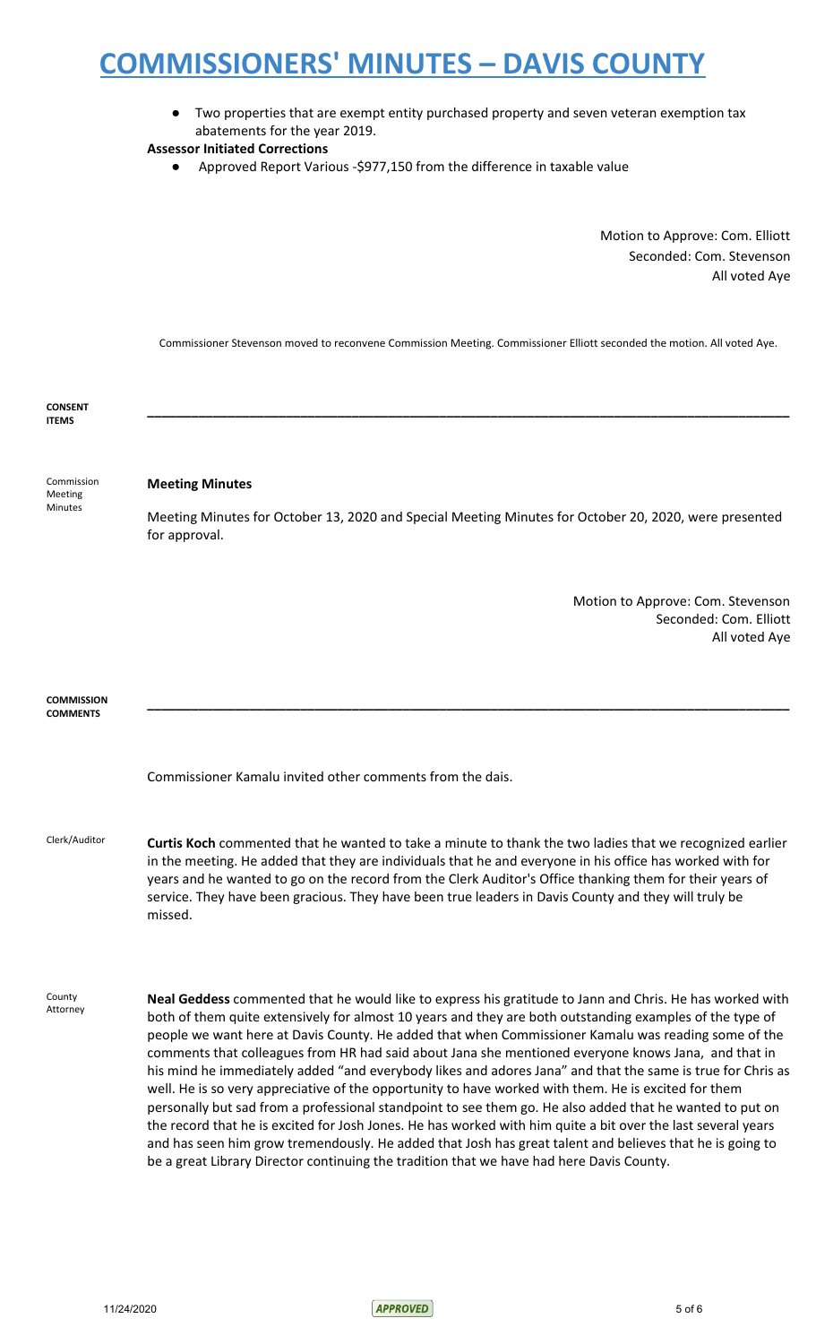- Two properties that are exempt entity purchased property and seven veteran exemption tax abatements for the year 2019.

**Assessor Initiated Corrections**

- Approved Report Various -$977,150 from the difference in taxable value

Motion to Approve: Com. Elliott
Seconded: Com. Stevenson
All voted Aye

Commissioner Stevenson moved to reconvene Commission Meeting. Commissioner Elliott seconded the motion. All voted Aye.

**CONSENT ITEMS**

Commission Meeting Minutes

**Meeting Minutes**

Meeting Minutes for October 13, 2020 and Special Meeting Minutes for October 20, 2020, were presented for approval.

Motion to Approve: Com. Stevenson
Seconded: Com. Elliott
All voted Aye

**COMMISSION COMMENTS**

Commissioner Kamalu invited other comments from the dais.

Clerk/Auditor

**Curtis Koch** commented that he wanted to take a minute to thank the two ladies that we recognized earlier in the meeting. He added that they are individuals that he and everyone in his office has worked with for years and he wanted to go on the record from the Clerk Auditor's Office thanking them for their years of service. They have been gracious. They have been true leaders in Davis County and they will truly be missed.

County Attorney

**Neal Geddess** commented that he would like to express his gratitude to Jann and Chris. He has worked with both of them quite extensively for almost 10 years and they are both outstanding examples of the type of people we want here at Davis County. He added that when Commissioner Kamalu was reading some of the comments that colleagues from HR had said about Jana she mentioned everyone knows Jana, and that in his mind he immediately added "and everybody likes and adores Jana" and that the same is true for Chris as well. He is so very appreciative of the opportunity to have worked with them. He is excited for them personally but sad from a professional standpoint to see them go. He also added that he wanted to put on the record that he is excited for Josh Jones. He has worked with him quite a bit over the last several years and has seen him grow tremendously. He added that Josh has great talent and believes that he is going to be a great Library Director continuing the tradition that we have had here Davis County.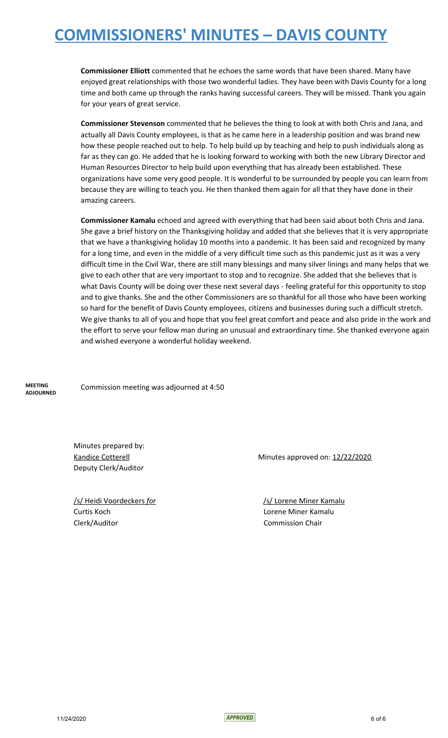**Commissioner Elliott** commented that he echoes the same words that have been shared. Many have enjoyed great relationships with those two wonderful ladies. They have been with Davis County for a long time and both came up through the ranks having successful careers. They will be missed. Thank you again for your years of great service.

**Commissioner Stevenson** commented that he believes the thing to look at with both Chris and Jana, and actually all Davis County employees, is that as he came here in a leadership position and was brand new how these people reached out to help. To help build up by teaching and help to push individuals along as far as they can go. He added that he is looking forward to working with both the new Library Director and Human Resources Director to help build upon everything that has already been established. These organizations have some very good people. It is wonderful to be surrounded by people you can learn from because they are willing to teach you. He then thanked them again for all that they have done in their amazing careers.

**Commissioner Kamalu** echoed and agreed with everything that had been said about both Chris and Jana. She gave a brief history on the Thanksgiving holiday and added that she believes that it is very appropriate that we have a thanksgiving holiday 10 months into a pandemic. It has been said and recognized by many for a long time, and even in the middle of a very difficult time such as this pandemic just as it was a very difficult time in the Civil War, there are still many blessings and many silver linings and many helps that we give to each other that are very important to stop and to recognize. She added that she believes that is what Davis County will be doing over these next several days - feeling grateful for this opportunity to stop and to give thanks. She and the other Commissioners are so thankful for all those who have been working so hard for the benefit of Davis County employees, citizens and businesses during such a difficult stretch. We give thanks to all of you and hope that you feel great comfort and peace and also pride in the work and the effort to serve your fellow man during an unusual and extraordinary time. She thanked everyone again and wished everyone a wonderful holiday weekend.

**MEETING ADJOURNED**

Commission meeting was adjourned at 4:50

Minutes prepared by:
Kandice Cotterell
Deputy Clerk/Auditor

Minutes approved on: 12/22/2020

/s/ Heidi Voordeckers *for*
Curtis Koch
Clerk/Auditor

/s/ Lorene Miner Kamalu
Lorene Miner Kamalu
Commission Chair

APPROVED